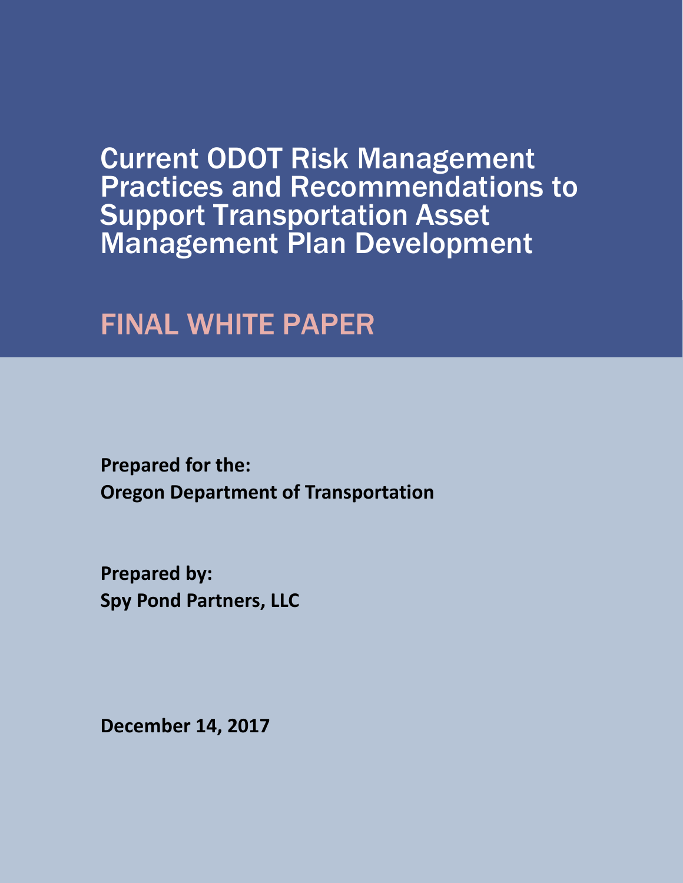# Current ODOT Risk Management Practices and Recommendations to Support Transportation Asset Management Plan Development

## FINAL WHITE PAPER

**Prepared for the:**
**Oregon Department of Transportation**

**Prepared by:**
**Spy Pond Partners, LLC**

**December 14, 2017**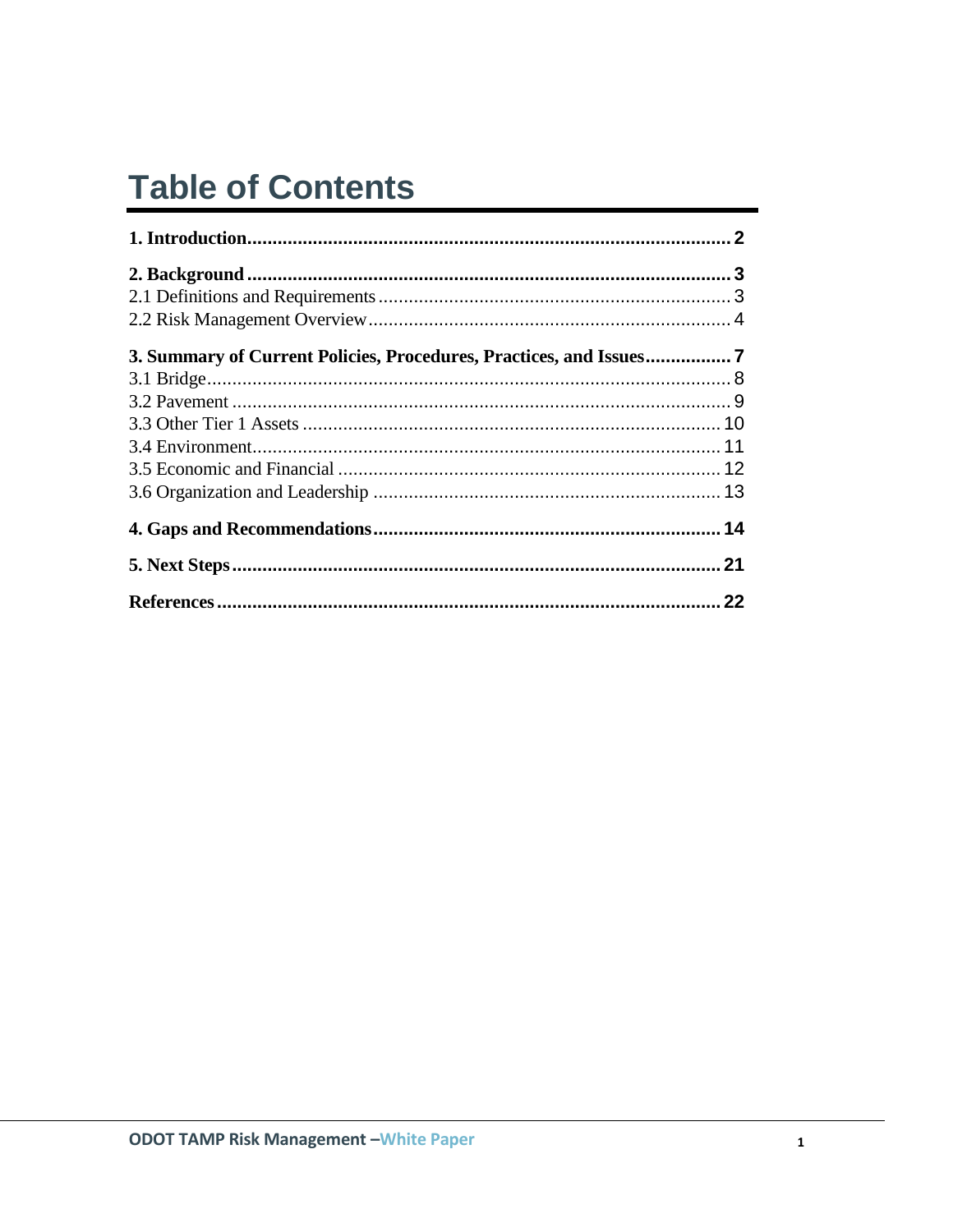# Table of Contents

**1. Introduction** .......... **2**

**2. Background** .......... **3**

2.1 Definitions and Requirements .......... 3

2.2 Risk Management Overview .......... 4

**3. Summary of Current Policies, Procedures, Practices, and Issues** .......... **7**

3.1 Bridge .......... 8

3.2 Pavement .......... 9

3.3 Other Tier 1 Assets .......... 10

3.4 Environment .......... 11

3.5 Economic and Financial .......... 12

3.6 Organization and Leadership .......... 13

**4. Gaps and Recommendations** .......... **14**

**5. Next Steps** .......... **21**

**References** .......... **22**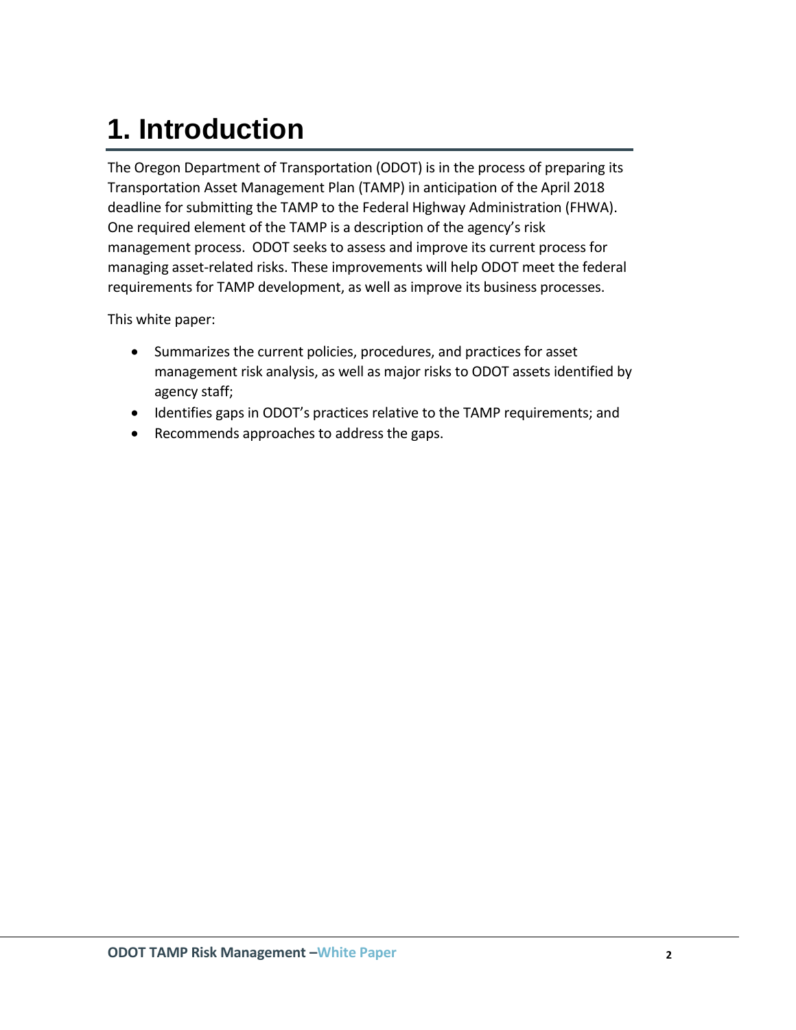# 1. Introduction

The Oregon Department of Transportation (ODOT) is in the process of preparing its Transportation Asset Management Plan (TAMP) in anticipation of the April 2018 deadline for submitting the TAMP to the Federal Highway Administration (FHWA). One required element of the TAMP is a description of the agency's risk management process. ODOT seeks to assess and improve its current process for managing asset-related risks. These improvements will help ODOT meet the federal requirements for TAMP development, as well as improve its business processes.

This white paper:

- Summarizes the current policies, procedures, and practices for asset management risk analysis, as well as major risks to ODOT assets identified by agency staff;
- Identifies gaps in ODOT's practices relative to the TAMP requirements; and
- Recommends approaches to address the gaps.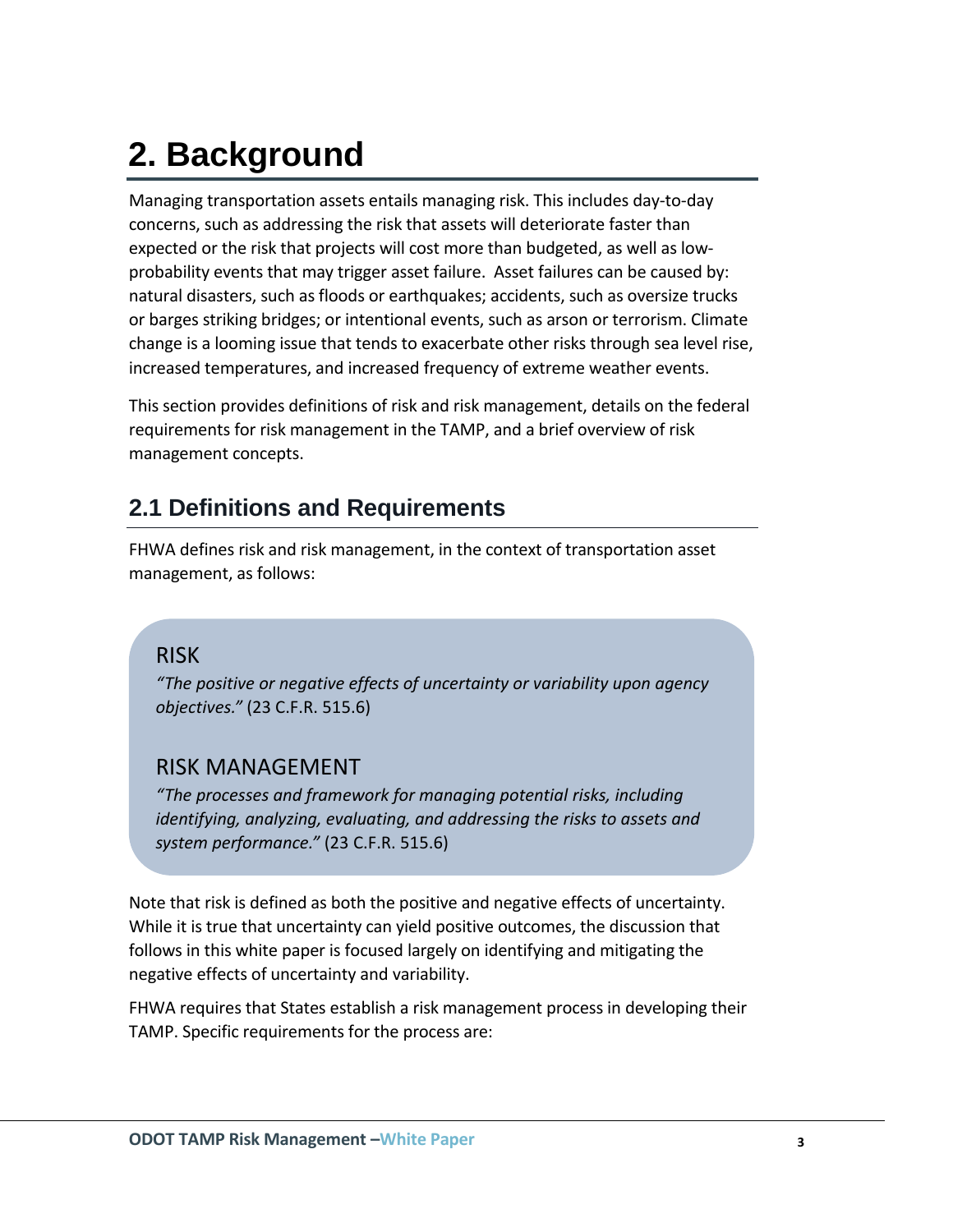# 2. Background

Managing transportation assets entails managing risk. This includes day-to-day concerns, such as addressing the risk that assets will deteriorate faster than expected or the risk that projects will cost more than budgeted, as well as low-probability events that may trigger asset failure. Asset failures can be caused by: natural disasters, such as floods or earthquakes; accidents, such as oversize trucks or barges striking bridges; or intentional events, such as arson or terrorism. Climate change is a looming issue that tends to exacerbate other risks through sea level rise, increased temperatures, and increased frequency of extreme weather events.

This section provides definitions of risk and risk management, details on the federal requirements for risk management in the TAMP, and a brief overview of risk management concepts.

## 2.1 Definitions and Requirements

FHWA defines risk and risk management, in the context of transportation asset management, as follows:

> RISK
>
> *"The positive or negative effects of uncertainty or variability upon agency objectives."* (23 C.F.R. 515.6)
>
> RISK MANAGEMENT
>
> *"The processes and framework for managing potential risks, including identifying, analyzing, evaluating, and addressing the risks to assets and system performance."* (23 C.F.R. 515.6)

Note that risk is defined as both the positive and negative effects of uncertainty. While it is true that uncertainty can yield positive outcomes, the discussion that follows in this white paper is focused largely on identifying and mitigating the negative effects of uncertainty and variability.

FHWA requires that States establish a risk management process in developing their TAMP. Specific requirements for the process are: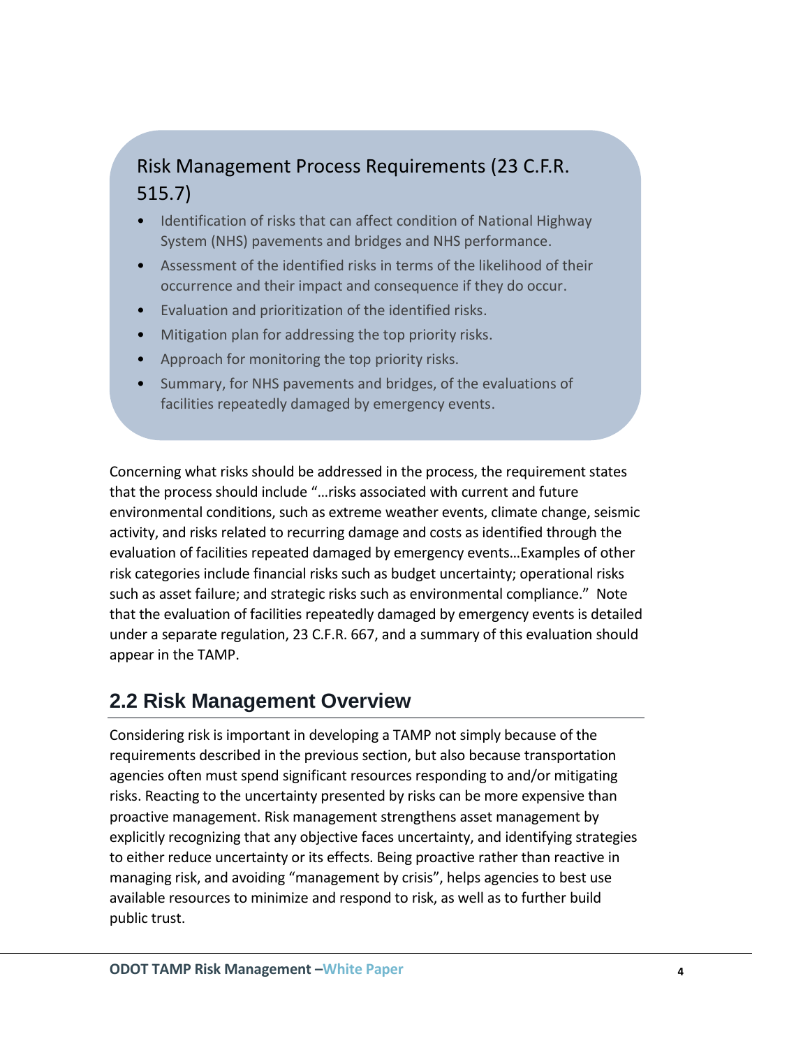### Risk Management Process Requirements (23 C.F.R. 515.7)

- Identification of risks that can affect condition of National Highway System (NHS) pavements and bridges and NHS performance.
- Assessment of the identified risks in terms of the likelihood of their occurrence and their impact and consequence if they do occur.
- Evaluation and prioritization of the identified risks.
- Mitigation plan for addressing the top priority risks.
- Approach for monitoring the top priority risks.
- Summary, for NHS pavements and bridges, of the evaluations of facilities repeatedly damaged by emergency events.

Concerning what risks should be addressed in the process, the requirement states that the process should include "…risks associated with current and future environmental conditions, such as extreme weather events, climate change, seismic activity, and risks related to recurring damage and costs as identified through the evaluation of facilities repeated damaged by emergency events…Examples of other risk categories include financial risks such as budget uncertainty; operational risks such as asset failure; and strategic risks such as environmental compliance." Note that the evaluation of facilities repeatedly damaged by emergency events is detailed under a separate regulation, 23 C.F.R. 667, and a summary of this evaluation should appear in the TAMP.

## 2.2 Risk Management Overview

Considering risk is important in developing a TAMP not simply because of the requirements described in the previous section, but also because transportation agencies often must spend significant resources responding to and/or mitigating risks. Reacting to the uncertainty presented by risks can be more expensive than proactive management. Risk management strengthens asset management by explicitly recognizing that any objective faces uncertainty, and identifying strategies to either reduce uncertainty or its effects. Being proactive rather than reactive in managing risk, and avoiding "management by crisis", helps agencies to best use available resources to minimize and respond to risk, as well as to further build public trust.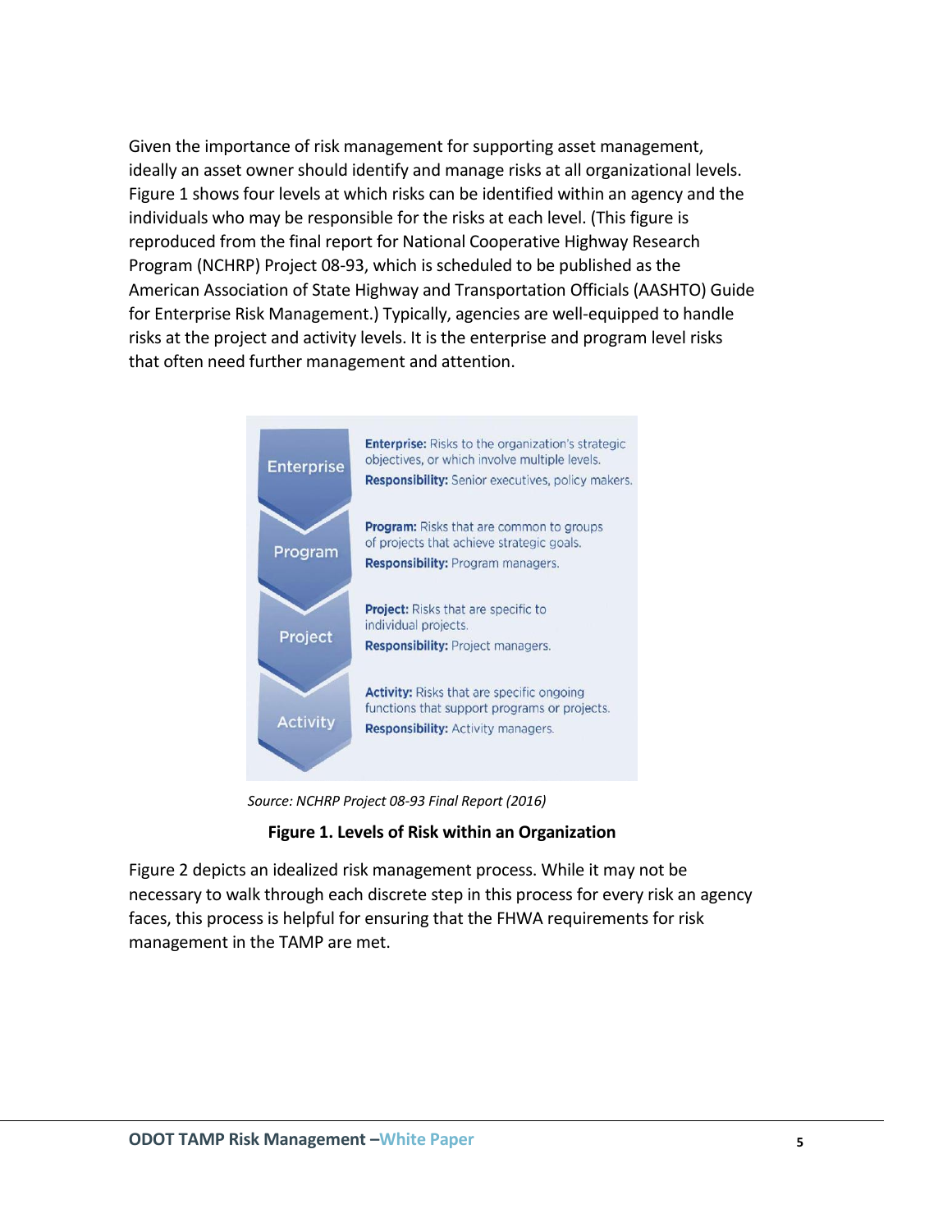Given the importance of risk management for supporting asset management, ideally an asset owner should identify and manage risks at all organizational levels. Figure 1 shows four levels at which risks can be identified within an agency and the individuals who may be responsible for the risks at each level. (This figure is reproduced from the final report for National Cooperative Highway Research Program (NCHRP) Project 08-93, which is scheduled to be published as the American Association of State Highway and Transportation Officials (AASHTO) Guide for Enterprise Risk Management.) Typically, agencies are well-equipped to handle risks at the project and activity levels. It is the enterprise and program level risks that often need further management and attention.

| Level | Description |
| --- | --- |
| Enterprise | **Enterprise:** Risks to the organization's strategic objectives, or which involve multiple levels. **Responsibility:** Senior executives, policy makers. |
| Program | **Program:** Risks that are common to groups of projects that achieve strategic goals. **Responsibility:** Program managers. |
| Project | **Project:** Risks that are specific to individual projects. **Responsibility:** Project managers. |
| Activity | **Activity:** Risks that are specific ongoing functions that support programs or projects. **Responsibility:** Activity managers. |

*Source: NCHRP Project 08-93 Final Report (2016)*

**Figure 1. Levels of Risk within an Organization**

Figure 2 depicts an idealized risk management process. While it may not be necessary to walk through each discrete step in this process for every risk an agency faces, this process is helpful for ensuring that the FHWA requirements for risk management in the TAMP are met.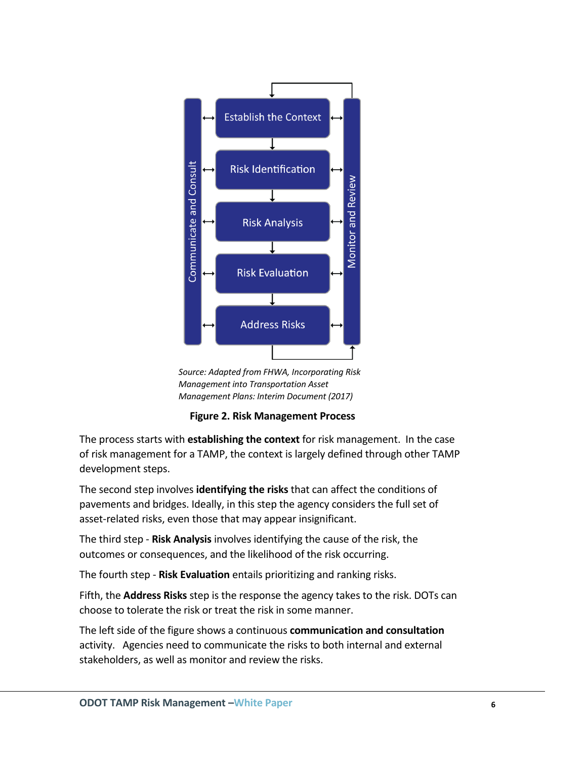Source: Adapted from FHWA, Incorporating Risk Management into Transportation Asset Management Plans: Interim Document (2017)

**Figure 2. Risk Management Process**

The process starts with **establishing the context** for risk management. In the case of risk management for a TAMP, the context is largely defined through other TAMP development steps.

The second step involves **identifying the risks** that can affect the conditions of pavements and bridges. Ideally, in this step the agency considers the full set of asset-related risks, even those that may appear insignificant.

The third step - **Risk Analysis** involves identifying the cause of the risk, the outcomes or consequences, and the likelihood of the risk occurring.

The fourth step - **Risk Evaluation** entails prioritizing and ranking risks.

Fifth, the **Address Risks** step is the response the agency takes to the risk. DOTs can choose to tolerate the risk or treat the risk in some manner.

The left side of the figure shows a continuous **communication and consultation** activity. Agencies need to communicate the risks to both internal and external stakeholders, as well as monitor and review the risks.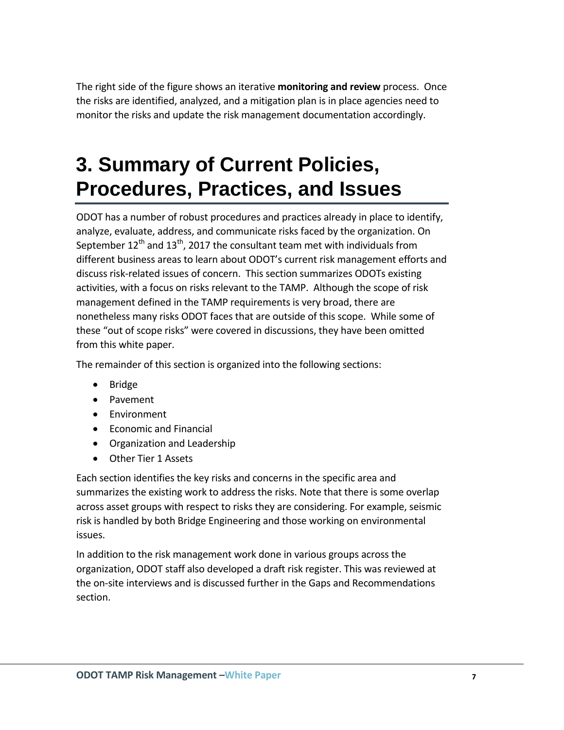The right side of the figure shows an iterative **monitoring and review** process. Once the risks are identified, analyzed, and a mitigation plan is in place agencies need to monitor the risks and update the risk management documentation accordingly.

# 3. Summary of Current Policies, Procedures, Practices, and Issues

ODOT has a number of robust procedures and practices already in place to identify, analyze, evaluate, address, and communicate risks faced by the organization. On September 12th and 13th, 2017 the consultant team met with individuals from different business areas to learn about ODOT's current risk management efforts and discuss risk-related issues of concern. This section summarizes ODOTs existing activities, with a focus on risks relevant to the TAMP. Although the scope of risk management defined in the TAMP requirements is very broad, there are nonetheless many risks ODOT faces that are outside of this scope. While some of these "out of scope risks" were covered in discussions, they have been omitted from this white paper.

The remainder of this section is organized into the following sections:

- Bridge
- Pavement
- Environment
- Economic and Financial
- Organization and Leadership
- Other Tier 1 Assets

Each section identifies the key risks and concerns in the specific area and summarizes the existing work to address the risks. Note that there is some overlap across asset groups with respect to risks they are considering. For example, seismic risk is handled by both Bridge Engineering and those working on environmental issues.

In addition to the risk management work done in various groups across the organization, ODOT staff also developed a draft risk register. This was reviewed at the on-site interviews and is discussed further in the Gaps and Recommendations section.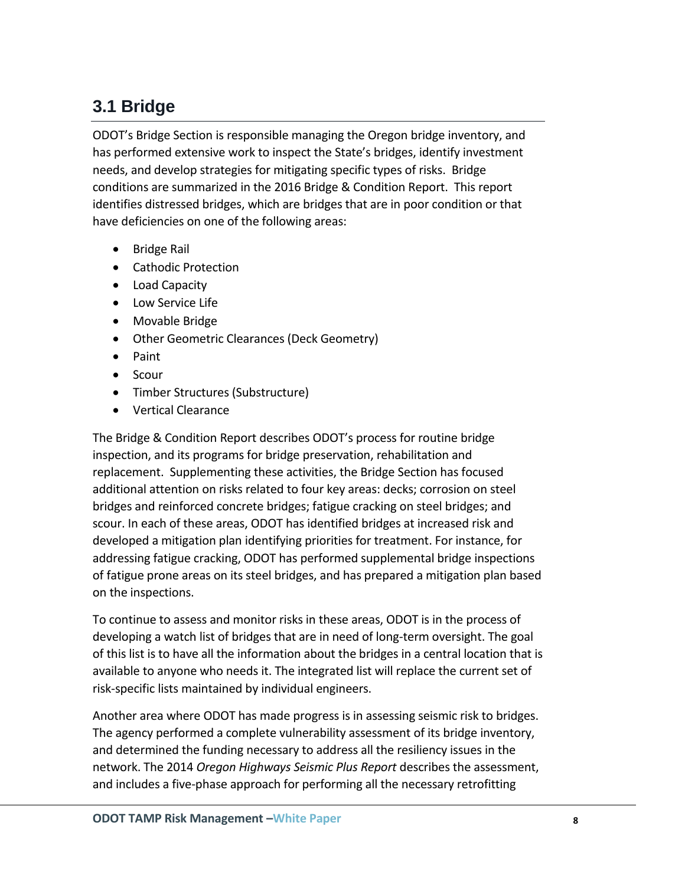## 3.1 Bridge

ODOT's Bridge Section is responsible managing the Oregon bridge inventory, and has performed extensive work to inspect the State's bridges, identify investment needs, and develop strategies for mitigating specific types of risks. Bridge conditions are summarized in the 2016 Bridge & Condition Report. This report identifies distressed bridges, which are bridges that are in poor condition or that have deficiencies on one of the following areas:

- Bridge Rail
- Cathodic Protection
- Load Capacity
- Low Service Life
- Movable Bridge
- Other Geometric Clearances (Deck Geometry)
- Paint
- Scour
- Timber Structures (Substructure)
- Vertical Clearance

The Bridge & Condition Report describes ODOT's process for routine bridge inspection, and its programs for bridge preservation, rehabilitation and replacement. Supplementing these activities, the Bridge Section has focused additional attention on risks related to four key areas: decks; corrosion on steel bridges and reinforced concrete bridges; fatigue cracking on steel bridges; and scour. In each of these areas, ODOT has identified bridges at increased risk and developed a mitigation plan identifying priorities for treatment. For instance, for addressing fatigue cracking, ODOT has performed supplemental bridge inspections of fatigue prone areas on its steel bridges, and has prepared a mitigation plan based on the inspections.

To continue to assess and monitor risks in these areas, ODOT is in the process of developing a watch list of bridges that are in need of long-term oversight. The goal of this list is to have all the information about the bridges in a central location that is available to anyone who needs it. The integrated list will replace the current set of risk-specific lists maintained by individual engineers.

Another area where ODOT has made progress is in assessing seismic risk to bridges. The agency performed a complete vulnerability assessment of its bridge inventory, and determined the funding necessary to address all the resiliency issues in the network. The 2014 *Oregon Highways Seismic Plus Report* describes the assessment, and includes a five-phase approach for performing all the necessary retrofitting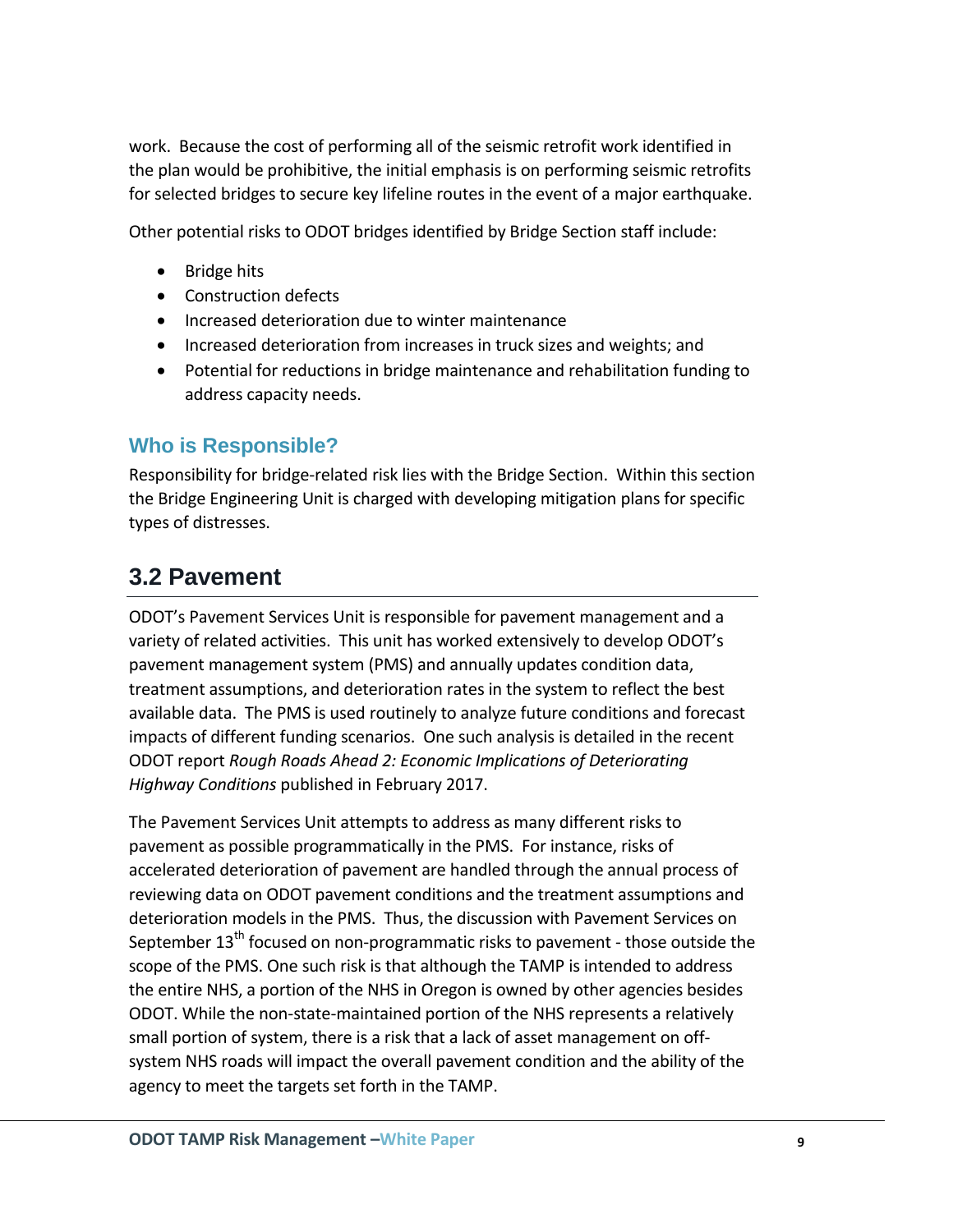work. Because the cost of performing all of the seismic retrofit work identified in the plan would be prohibitive, the initial emphasis is on performing seismic retrofits for selected bridges to secure key lifeline routes in the event of a major earthquake.

Other potential risks to ODOT bridges identified by Bridge Section staff include:

- Bridge hits
- Construction defects
- Increased deterioration due to winter maintenance
- Increased deterioration from increases in truck sizes and weights; and
- Potential for reductions in bridge maintenance and rehabilitation funding to address capacity needs.

### Who is Responsible?

Responsibility for bridge-related risk lies with the Bridge Section. Within this section the Bridge Engineering Unit is charged with developing mitigation plans for specific types of distresses.

## 3.2 Pavement

ODOT's Pavement Services Unit is responsible for pavement management and a variety of related activities. This unit has worked extensively to develop ODOT's pavement management system (PMS) and annually updates condition data, treatment assumptions, and deterioration rates in the system to reflect the best available data. The PMS is used routinely to analyze future conditions and forecast impacts of different funding scenarios. One such analysis is detailed in the recent ODOT report *Rough Roads Ahead 2: Economic Implications of Deteriorating Highway Conditions* published in February 2017.

The Pavement Services Unit attempts to address as many different risks to pavement as possible programmatically in the PMS. For instance, risks of accelerated deterioration of pavement are handled through the annual process of reviewing data on ODOT pavement conditions and the treatment assumptions and deterioration models in the PMS. Thus, the discussion with Pavement Services on September 13th focused on non-programmatic risks to pavement - those outside the scope of the PMS. One such risk is that although the TAMP is intended to address the entire NHS, a portion of the NHS in Oregon is owned by other agencies besides ODOT. While the non-state-maintained portion of the NHS represents a relatively small portion of system, there is a risk that a lack of asset management on off-system NHS roads will impact the overall pavement condition and the ability of the agency to meet the targets set forth in the TAMP.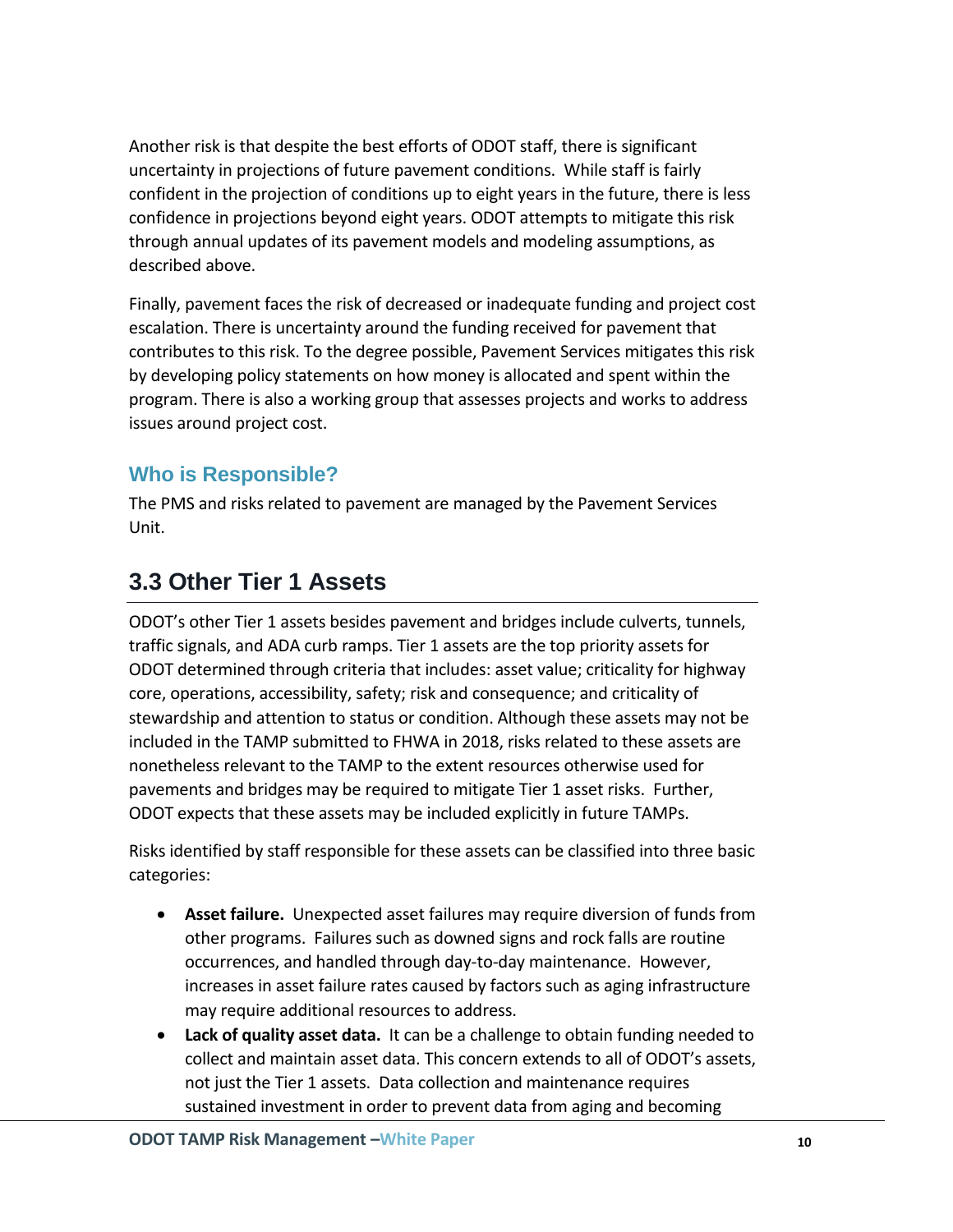Another risk is that despite the best efforts of ODOT staff, there is significant uncertainty in projections of future pavement conditions. While staff is fairly confident in the projection of conditions up to eight years in the future, there is less confidence in projections beyond eight years. ODOT attempts to mitigate this risk through annual updates of its pavement models and modeling assumptions, as described above.

Finally, pavement faces the risk of decreased or inadequate funding and project cost escalation. There is uncertainty around the funding received for pavement that contributes to this risk. To the degree possible, Pavement Services mitigates this risk by developing policy statements on how money is allocated and spent within the program. There is also a working group that assesses projects and works to address issues around project cost.

### Who is Responsible?

The PMS and risks related to pavement are managed by the Pavement Services Unit.

## 3.3 Other Tier 1 Assets

ODOT's other Tier 1 assets besides pavement and bridges include culverts, tunnels, traffic signals, and ADA curb ramps. Tier 1 assets are the top priority assets for ODOT determined through criteria that includes: asset value; criticality for highway core, operations, accessibility, safety; risk and consequence; and criticality of stewardship and attention to status or condition. Although these assets may not be included in the TAMP submitted to FHWA in 2018, risks related to these assets are nonetheless relevant to the TAMP to the extent resources otherwise used for pavements and bridges may be required to mitigate Tier 1 asset risks. Further, ODOT expects that these assets may be included explicitly in future TAMPs.

Risks identified by staff responsible for these assets can be classified into three basic categories:

- **Asset failure.** Unexpected asset failures may require diversion of funds from other programs. Failures such as downed signs and rock falls are routine occurrences, and handled through day-to-day maintenance. However, increases in asset failure rates caused by factors such as aging infrastructure may require additional resources to address.
- **Lack of quality asset data.** It can be a challenge to obtain funding needed to collect and maintain asset data. This concern extends to all of ODOT's assets, not just the Tier 1 assets. Data collection and maintenance requires sustained investment in order to prevent data from aging and becoming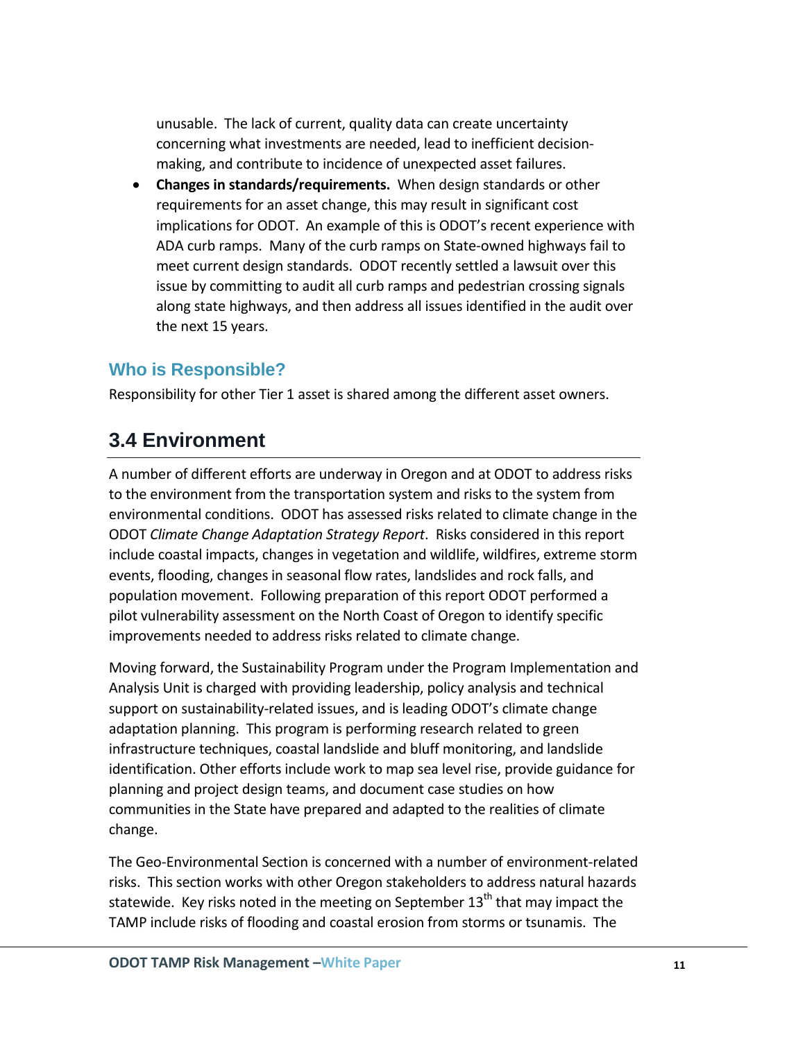unusable. The lack of current, quality data can create uncertainty concerning what investments are needed, lead to inefficient decision-making, and contribute to incidence of unexpected asset failures.

- **Changes in standards/requirements.** When design standards or other requirements for an asset change, this may result in significant cost implications for ODOT. An example of this is ODOT's recent experience with ADA curb ramps. Many of the curb ramps on State-owned highways fail to meet current design standards. ODOT recently settled a lawsuit over this issue by committing to audit all curb ramps and pedestrian crossing signals along state highways, and then address all issues identified in the audit over the next 15 years.

### Who is Responsible?

Responsibility for other Tier 1 asset is shared among the different asset owners.

## 3.4 Environment

A number of different efforts are underway in Oregon and at ODOT to address risks to the environment from the transportation system and risks to the system from environmental conditions. ODOT has assessed risks related to climate change in the ODOT *Climate Change Adaptation Strategy Report*. Risks considered in this report include coastal impacts, changes in vegetation and wildlife, wildfires, extreme storm events, flooding, changes in seasonal flow rates, landslides and rock falls, and population movement. Following preparation of this report ODOT performed a pilot vulnerability assessment on the North Coast of Oregon to identify specific improvements needed to address risks related to climate change.

Moving forward, the Sustainability Program under the Program Implementation and Analysis Unit is charged with providing leadership, policy analysis and technical support on sustainability-related issues, and is leading ODOT's climate change adaptation planning. This program is performing research related to green infrastructure techniques, coastal landslide and bluff monitoring, and landslide identification. Other efforts include work to map sea level rise, provide guidance for planning and project design teams, and document case studies on how communities in the State have prepared and adapted to the realities of climate change.

The Geo-Environmental Section is concerned with a number of environment-related risks. This section works with other Oregon stakeholders to address natural hazards statewide. Key risks noted in the meeting on September 13th that may impact the TAMP include risks of flooding and coastal erosion from storms or tsunamis. The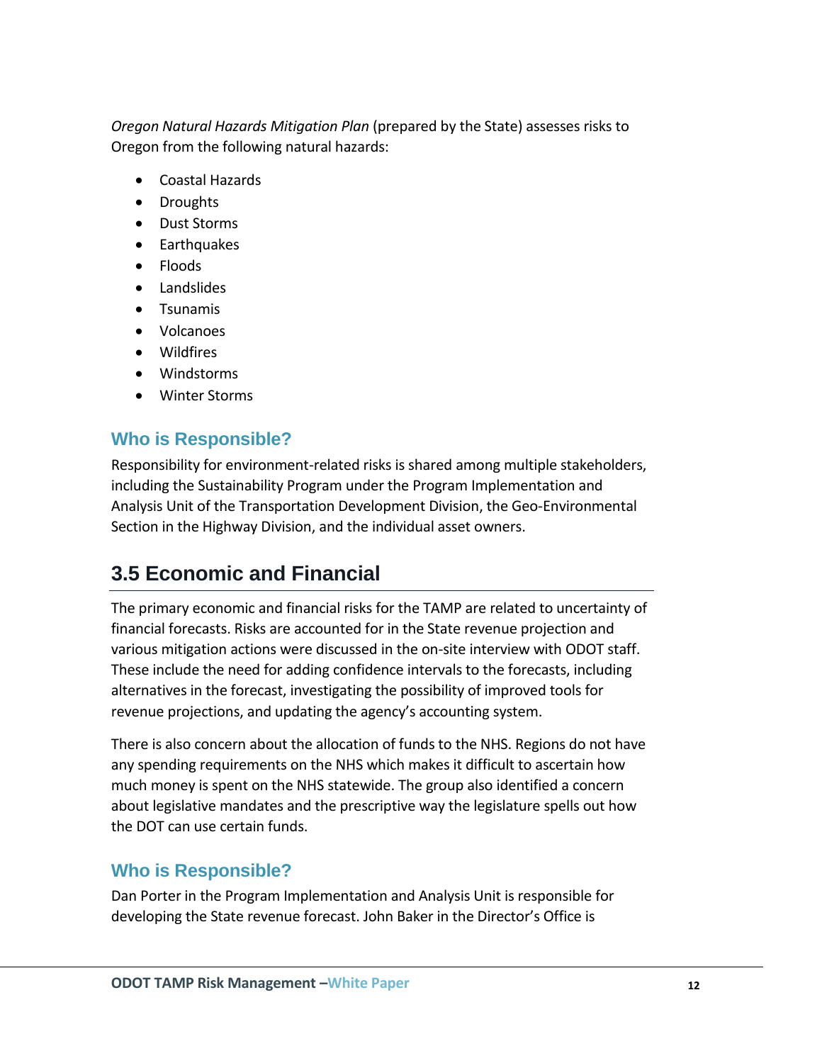*Oregon Natural Hazards Mitigation Plan* (prepared by the State) assesses risks to Oregon from the following natural hazards:

- Coastal Hazards
- Droughts
- Dust Storms
- Earthquakes
- Floods
- Landslides
- Tsunamis
- Volcanoes
- Wildfires
- Windstorms
- Winter Storms

### Who is Responsible?

Responsibility for environment-related risks is shared among multiple stakeholders, including the Sustainability Program under the Program Implementation and Analysis Unit of the Transportation Development Division, the Geo-Environmental Section in the Highway Division, and the individual asset owners.

## 3.5 Economic and Financial

The primary economic and financial risks for the TAMP are related to uncertainty of financial forecasts. Risks are accounted for in the State revenue projection and various mitigation actions were discussed in the on-site interview with ODOT staff. These include the need for adding confidence intervals to the forecasts, including alternatives in the forecast, investigating the possibility of improved tools for revenue projections, and updating the agency's accounting system.

There is also concern about the allocation of funds to the NHS. Regions do not have any spending requirements on the NHS which makes it difficult to ascertain how much money is spent on the NHS statewide. The group also identified a concern about legislative mandates and the prescriptive way the legislature spells out how the DOT can use certain funds.

### Who is Responsible?

Dan Porter in the Program Implementation and Analysis Unit is responsible for developing the State revenue forecast. John Baker in the Director's Office is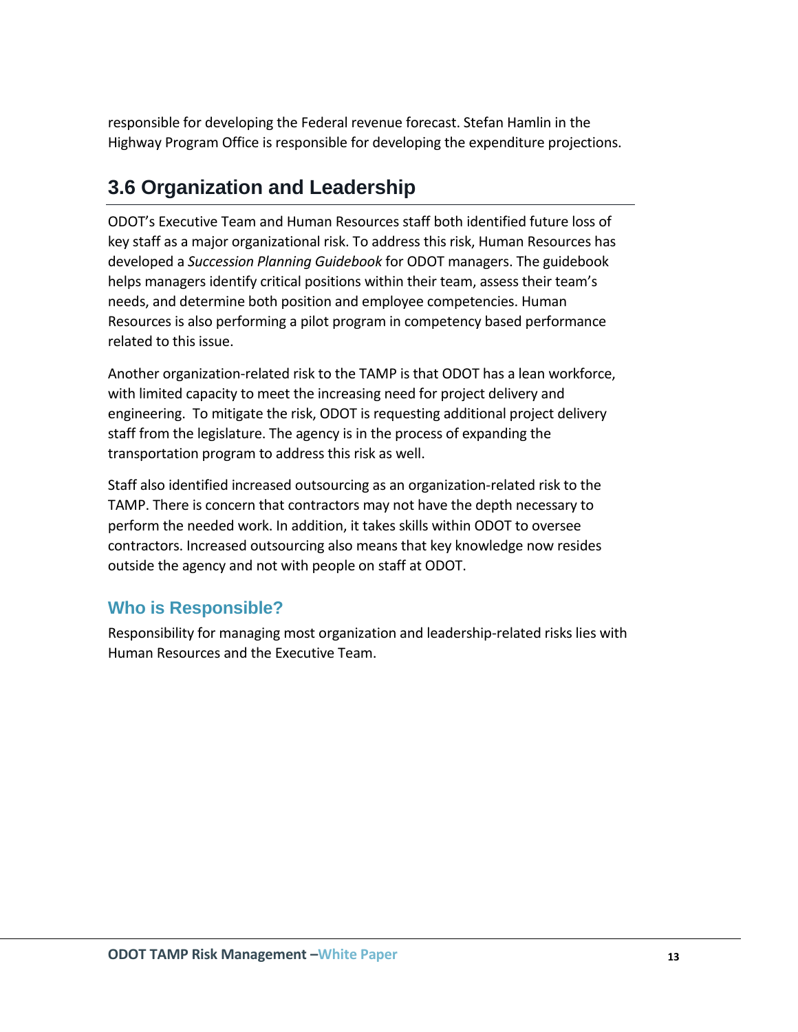responsible for developing the Federal revenue forecast. Stefan Hamlin in the Highway Program Office is responsible for developing the expenditure projections.

## 3.6 Organization and Leadership

ODOT's Executive Team and Human Resources staff both identified future loss of key staff as a major organizational risk. To address this risk, Human Resources has developed a *Succession Planning Guidebook* for ODOT managers. The guidebook helps managers identify critical positions within their team, assess their team's needs, and determine both position and employee competencies. Human Resources is also performing a pilot program in competency based performance related to this issue.

Another organization-related risk to the TAMP is that ODOT has a lean workforce, with limited capacity to meet the increasing need for project delivery and engineering. To mitigate the risk, ODOT is requesting additional project delivery staff from the legislature. The agency is in the process of expanding the transportation program to address this risk as well.

Staff also identified increased outsourcing as an organization-related risk to the TAMP. There is concern that contractors may not have the depth necessary to perform the needed work. In addition, it takes skills within ODOT to oversee contractors. Increased outsourcing also means that key knowledge now resides outside the agency and not with people on staff at ODOT.

### Who is Responsible?

Responsibility for managing most organization and leadership-related risks lies with Human Resources and the Executive Team.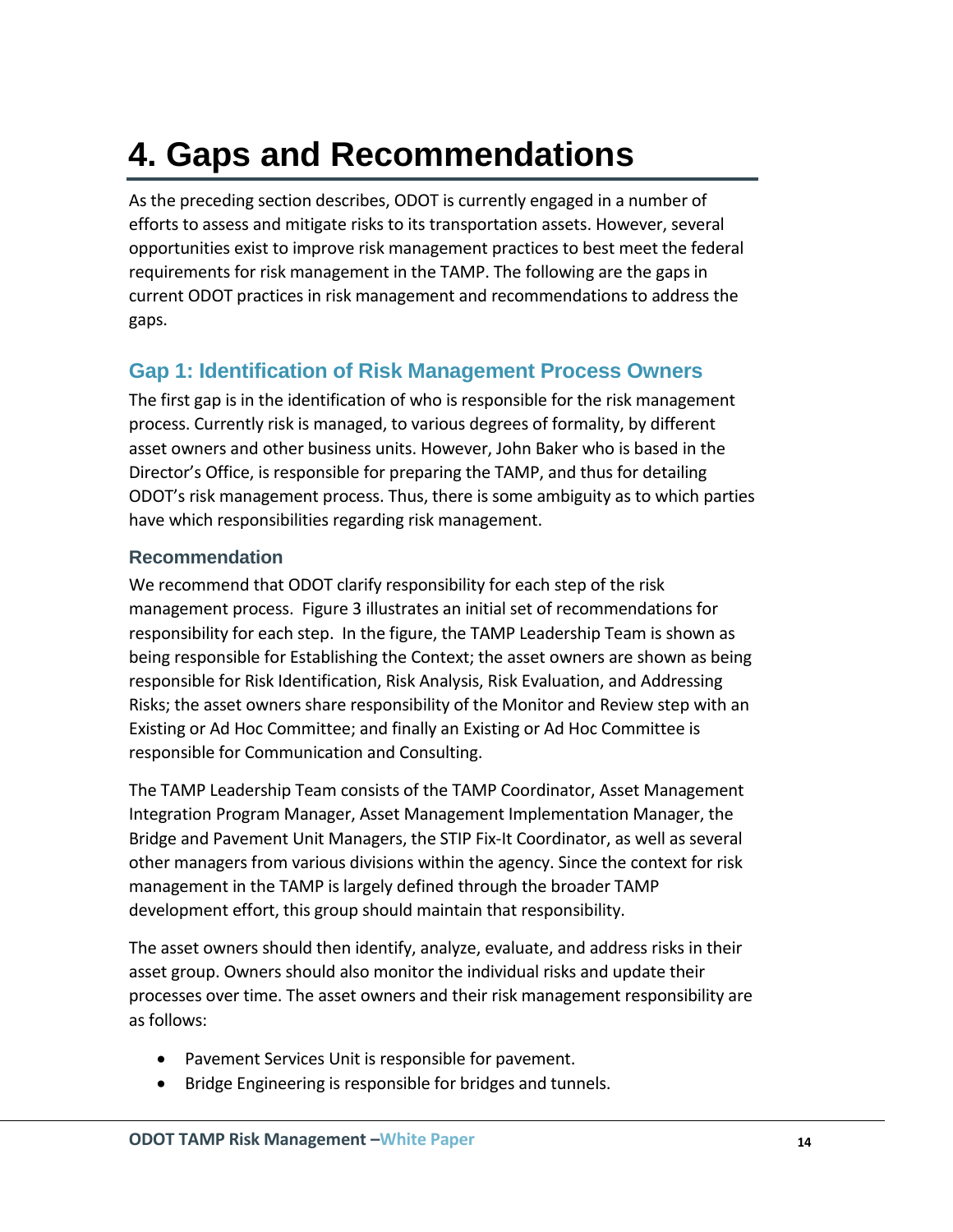# 4. Gaps and Recommendations

As the preceding section describes, ODOT is currently engaged in a number of efforts to assess and mitigate risks to its transportation assets. However, several opportunities exist to improve risk management practices to best meet the federal requirements for risk management in the TAMP. The following are the gaps in current ODOT practices in risk management and recommendations to address the gaps.

## Gap 1: Identification of Risk Management Process Owners

The first gap is in the identification of who is responsible for the risk management process. Currently risk is managed, to various degrees of formality, by different asset owners and other business units. However, John Baker who is based in the Director's Office, is responsible for preparing the TAMP, and thus for detailing ODOT's risk management process. Thus, there is some ambiguity as to which parties have which responsibilities regarding risk management.

### Recommendation

We recommend that ODOT clarify responsibility for each step of the risk management process. Figure 3 illustrates an initial set of recommendations for responsibility for each step. In the figure, the TAMP Leadership Team is shown as being responsible for Establishing the Context; the asset owners are shown as being responsible for Risk Identification, Risk Analysis, Risk Evaluation, and Addressing Risks; the asset owners share responsibility of the Monitor and Review step with an Existing or Ad Hoc Committee; and finally an Existing or Ad Hoc Committee is responsible for Communication and Consulting.

The TAMP Leadership Team consists of the TAMP Coordinator, Asset Management Integration Program Manager, Asset Management Implementation Manager, the Bridge and Pavement Unit Managers, the STIP Fix-It Coordinator, as well as several other managers from various divisions within the agency. Since the context for risk management in the TAMP is largely defined through the broader TAMP development effort, this group should maintain that responsibility.

The asset owners should then identify, analyze, evaluate, and address risks in their asset group. Owners should also monitor the individual risks and update their processes over time. The asset owners and their risk management responsibility are as follows:

- Pavement Services Unit is responsible for pavement.
- Bridge Engineering is responsible for bridges and tunnels.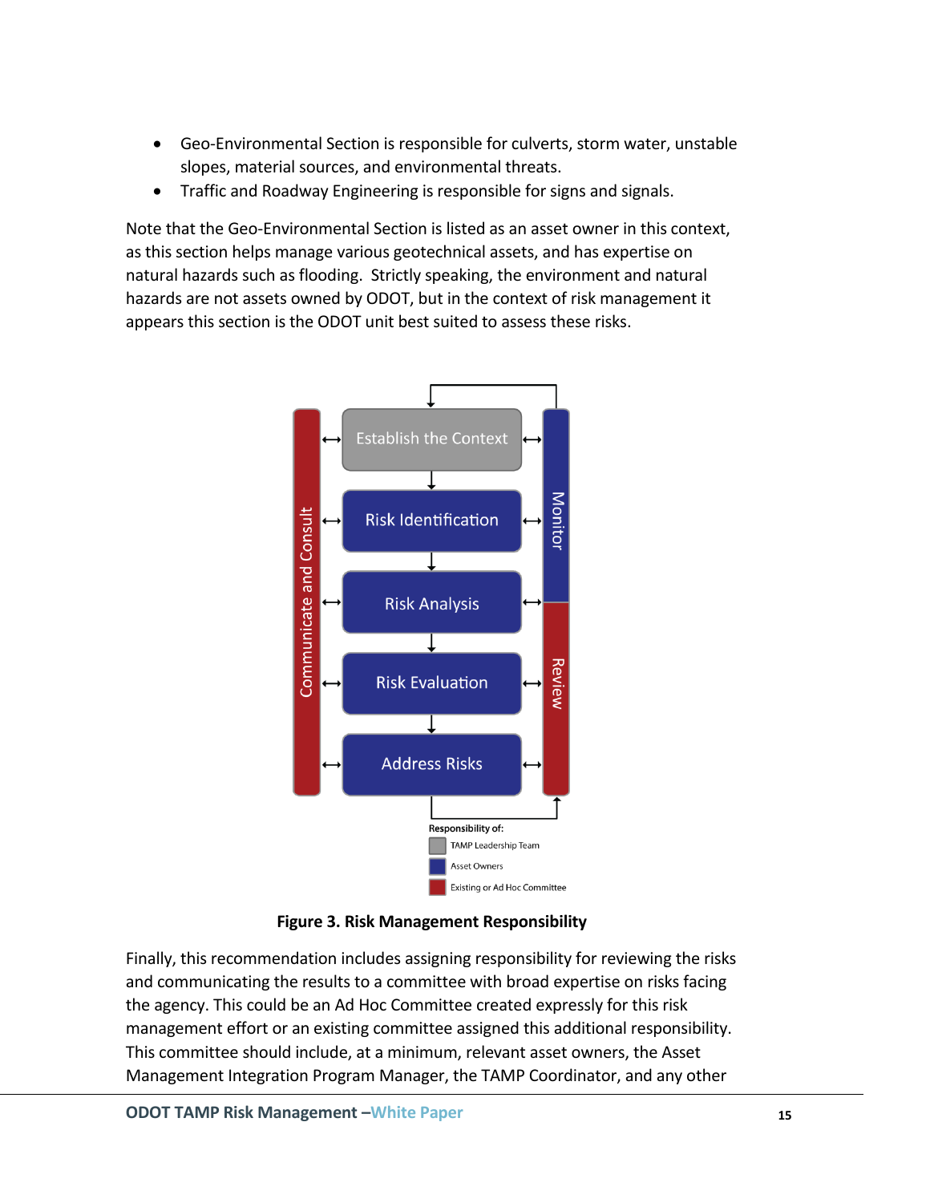- Geo-Environmental Section is responsible for culverts, storm water, unstable slopes, material sources, and environmental threats.
- Traffic and Roadway Engineering is responsible for signs and signals.

Note that the Geo-Environmental Section is listed as an asset owner in this context, as this section helps manage various geotechnical assets, and has expertise on natural hazards such as flooding. Strictly speaking, the environment and natural hazards are not assets owned by ODOT, but in the context of risk management it appears this section is the ODOT unit best suited to assess these risks.

Communicate and Consult

Establish the Context

Risk Identification

Risk Analysis

Risk Evaluation

Address Risks

Monitor

Review

Responsibility of:

- TAMP Leadership Team
- Asset Owners
- Existing or Ad Hoc Committee

**Figure 3. Risk Management Responsibility**

Finally, this recommendation includes assigning responsibility for reviewing the risks and communicating the results to a committee with broad expertise on risks facing the agency. This could be an Ad Hoc Committee created expressly for this risk management effort or an existing committee assigned this additional responsibility. This committee should include, at a minimum, relevant asset owners, the Asset Management Integration Program Manager, the TAMP Coordinator, and any other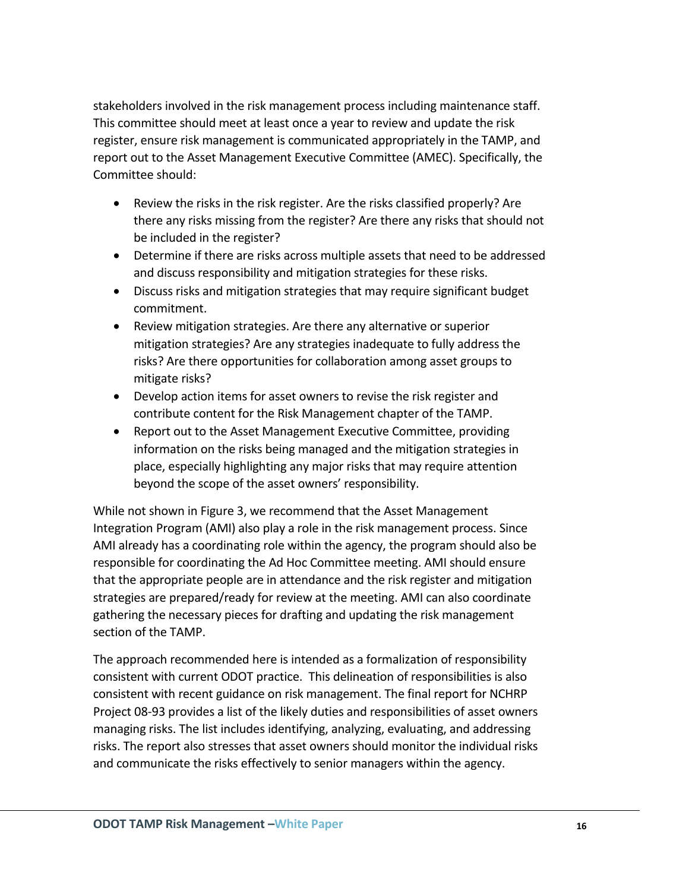stakeholders involved in the risk management process including maintenance staff. This committee should meet at least once a year to review and update the risk register, ensure risk management is communicated appropriately in the TAMP, and report out to the Asset Management Executive Committee (AMEC). Specifically, the Committee should:

- Review the risks in the risk register. Are the risks classified properly? Are there any risks missing from the register? Are there any risks that should not be included in the register?
- Determine if there are risks across multiple assets that need to be addressed and discuss responsibility and mitigation strategies for these risks.
- Discuss risks and mitigation strategies that may require significant budget commitment.
- Review mitigation strategies. Are there any alternative or superior mitigation strategies? Are any strategies inadequate to fully address the risks? Are there opportunities for collaboration among asset groups to mitigate risks?
- Develop action items for asset owners to revise the risk register and contribute content for the Risk Management chapter of the TAMP.
- Report out to the Asset Management Executive Committee, providing information on the risks being managed and the mitigation strategies in place, especially highlighting any major risks that may require attention beyond the scope of the asset owners' responsibility.

While not shown in Figure 3, we recommend that the Asset Management Integration Program (AMI) also play a role in the risk management process. Since AMI already has a coordinating role within the agency, the program should also be responsible for coordinating the Ad Hoc Committee meeting. AMI should ensure that the appropriate people are in attendance and the risk register and mitigation strategies are prepared/ready for review at the meeting. AMI can also coordinate gathering the necessary pieces for drafting and updating the risk management section of the TAMP.

The approach recommended here is intended as a formalization of responsibility consistent with current ODOT practice. This delineation of responsibilities is also consistent with recent guidance on risk management. The final report for NCHRP Project 08-93 provides a list of the likely duties and responsibilities of asset owners managing risks. The list includes identifying, analyzing, evaluating, and addressing risks. The report also stresses that asset owners should monitor the individual risks and communicate the risks effectively to senior managers within the agency.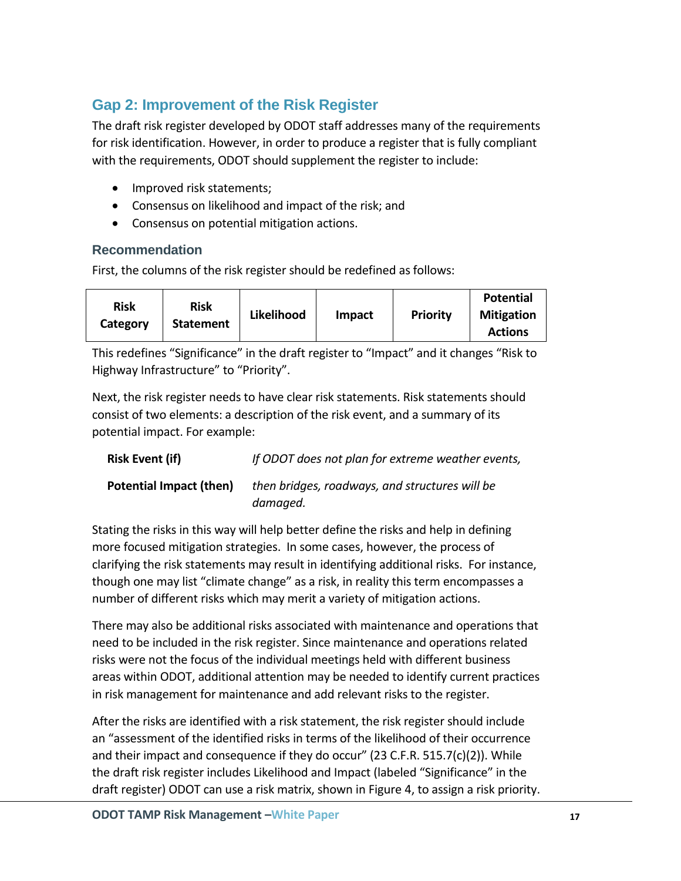## Gap 2: Improvement of the Risk Register

The draft risk register developed by ODOT staff addresses many of the requirements for risk identification. However, in order to produce a register that is fully compliant with the requirements, ODOT should supplement the register to include:

- Improved risk statements;
- Consensus on likelihood and impact of the risk; and
- Consensus on potential mitigation actions.

### Recommendation

First, the columns of the risk register should be redefined as follows:

| Risk Category | Risk Statement | Likelihood | Impact | Priority | Potential Mitigation Actions |
|---|---|---|---|---|---|

This redefines “Significance” in the draft register to “Impact” and it changes “Risk to Highway Infrastructure” to “Priority”.

Next, the risk register needs to have clear risk statements. Risk statements should consist of two elements: a description of the risk event, and a summary of its potential impact. For example:

**Risk Event (if)** *If ODOT does not plan for extreme weather events,*

**Potential Impact (then)** *then bridges, roadways, and structures will be damaged.*

Stating the risks in this way will help better define the risks and help in defining more focused mitigation strategies. In some cases, however, the process of clarifying the risk statements may result in identifying additional risks. For instance, though one may list “climate change” as a risk, in reality this term encompasses a number of different risks which may merit a variety of mitigation actions.

There may also be additional risks associated with maintenance and operations that need to be included in the risk register. Since maintenance and operations related risks were not the focus of the individual meetings held with different business areas within ODOT, additional attention may be needed to identify current practices in risk management for maintenance and add relevant risks to the register.

After the risks are identified with a risk statement, the risk register should include an “assessment of the identified risks in terms of the likelihood of their occurrence and their impact and consequence if they do occur” (23 C.F.R. 515.7(c)(2)). While the draft risk register includes Likelihood and Impact (labeled “Significance” in the draft register) ODOT can use a risk matrix, shown in Figure 4, to assign a risk priority.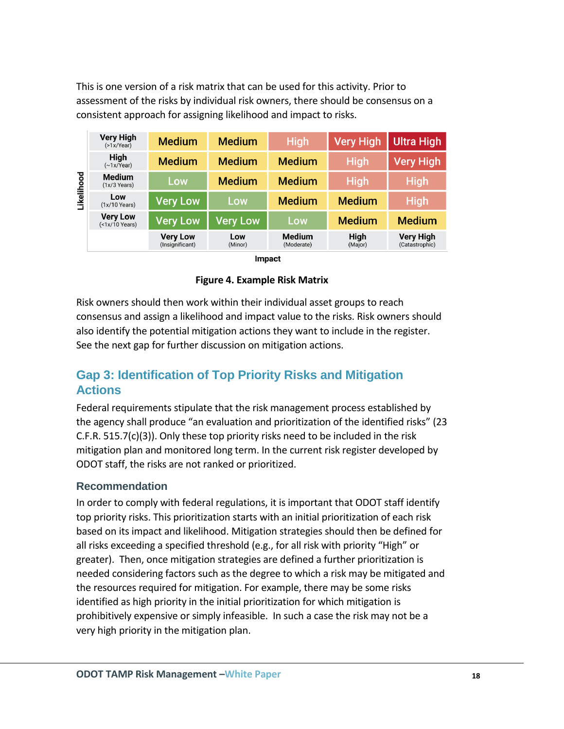This is one version of a risk matrix that can be used for this activity. Prior to assessment of the risks by individual risk owners, there should be consensus on a consistent approach for assigning likelihood and impact to risks.

| Likelihood | Very Low (Insignificant) | Low (Minor) | Medium (Moderate) | High (Major) | Very High (Catastrophic) |
|---|---|---|---|---|---|
| Very High (>1x/Year) | Medium | Medium | High | Very High | Ultra High |
| High (~1x/Year) | Medium | Medium | Medium | High | Very High |
| Medium (1x/3 Years) | Low | Medium | Medium | High | High |
| Low (1x/10 Years) | Very Low | Low | Medium | Medium | High |
| Very Low (<1x/10 Years) | Very Low | Very Low | Low | Medium | Medium |

Impact

**Figure 4. Example Risk Matrix**

Risk owners should then work within their individual asset groups to reach consensus and assign a likelihood and impact value to the risks. Risk owners should also identify the potential mitigation actions they want to include in the register. See the next gap for further discussion on mitigation actions.

## Gap 3: Identification of Top Priority Risks and Mitigation Actions

Federal requirements stipulate that the risk management process established by the agency shall produce "an evaluation and prioritization of the identified risks" (23 C.F.R. 515.7(c)(3)). Only these top priority risks need to be included in the risk mitigation plan and monitored long term. In the current risk register developed by ODOT staff, the risks are not ranked or prioritized.

### Recommendation

In order to comply with federal regulations, it is important that ODOT staff identify top priority risks. This prioritization starts with an initial prioritization of each risk based on its impact and likelihood. Mitigation strategies should then be defined for all risks exceeding a specified threshold (e.g., for all risk with priority "High" or greater). Then, once mitigation strategies are defined a further prioritization is needed considering factors such as the degree to which a risk may be mitigated and the resources required for mitigation. For example, there may be some risks identified as high priority in the initial prioritization for which mitigation is prohibitively expensive or simply infeasible. In such a case the risk may not be a very high priority in the mitigation plan.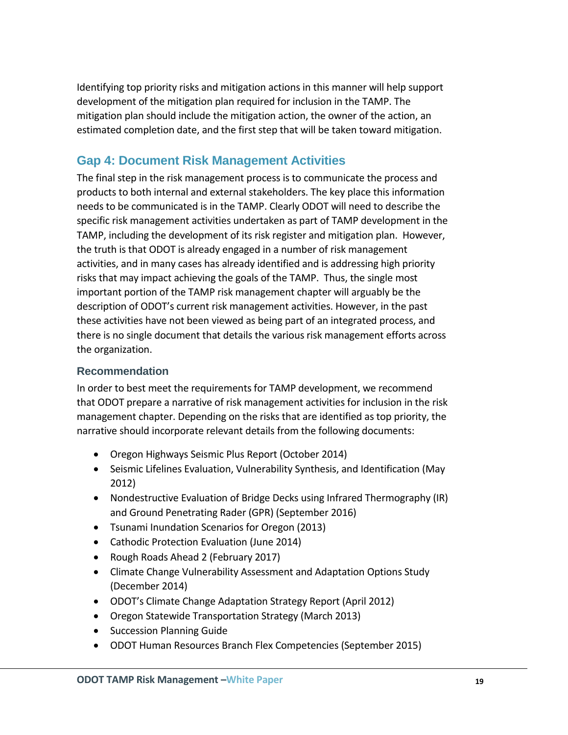Identifying top priority risks and mitigation actions in this manner will help support development of the mitigation plan required for inclusion in the TAMP. The mitigation plan should include the mitigation action, the owner of the action, an estimated completion date, and the first step that will be taken toward mitigation.

## Gap 4: Document Risk Management Activities

The final step in the risk management process is to communicate the process and products to both internal and external stakeholders. The key place this information needs to be communicated is in the TAMP. Clearly ODOT will need to describe the specific risk management activities undertaken as part of TAMP development in the TAMP, including the development of its risk register and mitigation plan. However, the truth is that ODOT is already engaged in a number of risk management activities, and in many cases has already identified and is addressing high priority risks that may impact achieving the goals of the TAMP. Thus, the single most important portion of the TAMP risk management chapter will arguably be the description of ODOT's current risk management activities. However, in the past these activities have not been viewed as being part of an integrated process, and there is no single document that details the various risk management efforts across the organization.

### Recommendation

In order to best meet the requirements for TAMP development, we recommend that ODOT prepare a narrative of risk management activities for inclusion in the risk management chapter. Depending on the risks that are identified as top priority, the narrative should incorporate relevant details from the following documents:

- Oregon Highways Seismic Plus Report (October 2014)
- Seismic Lifelines Evaluation, Vulnerability Synthesis, and Identification (May 2012)
- Nondestructive Evaluation of Bridge Decks using Infrared Thermography (IR) and Ground Penetrating Rader (GPR) (September 2016)
- Tsunami Inundation Scenarios for Oregon (2013)
- Cathodic Protection Evaluation (June 2014)
- Rough Roads Ahead 2 (February 2017)
- Climate Change Vulnerability Assessment and Adaptation Options Study (December 2014)
- ODOT's Climate Change Adaptation Strategy Report (April 2012)
- Oregon Statewide Transportation Strategy (March 2013)
- Succession Planning Guide
- ODOT Human Resources Branch Flex Competencies (September 2015)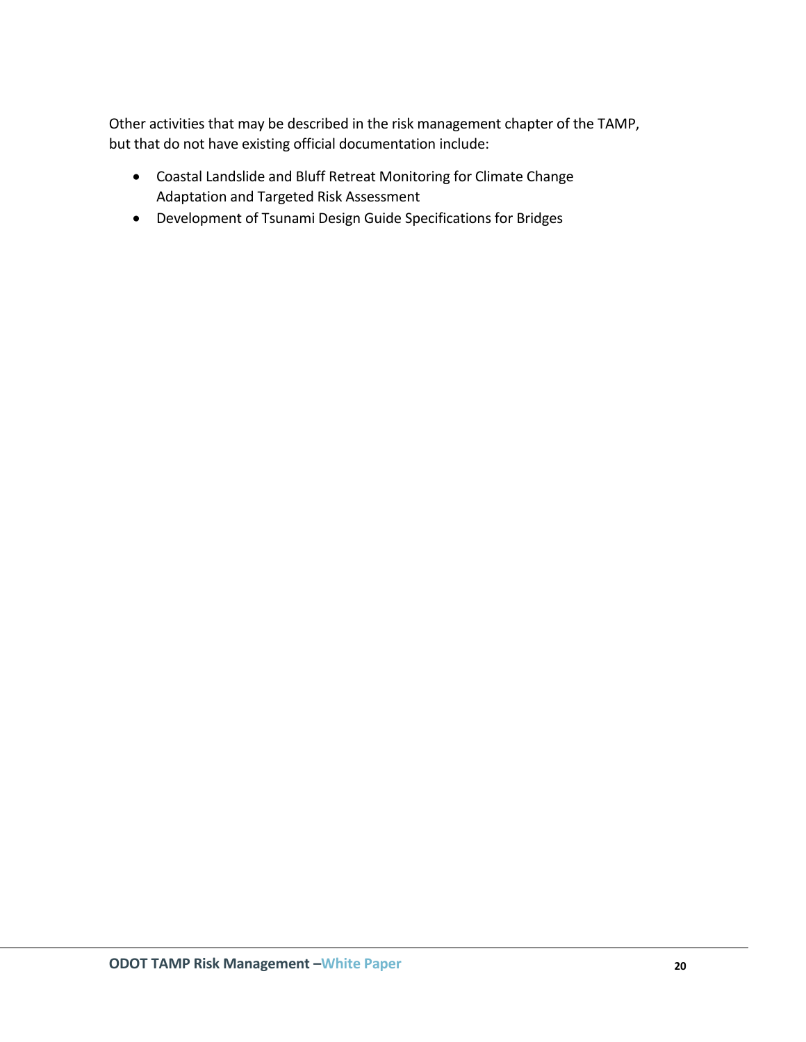Other activities that may be described in the risk management chapter of the TAMP, but that do not have existing official documentation include:

- Coastal Landslide and Bluff Retreat Monitoring for Climate Change Adaptation and Targeted Risk Assessment
- Development of Tsunami Design Guide Specifications for Bridges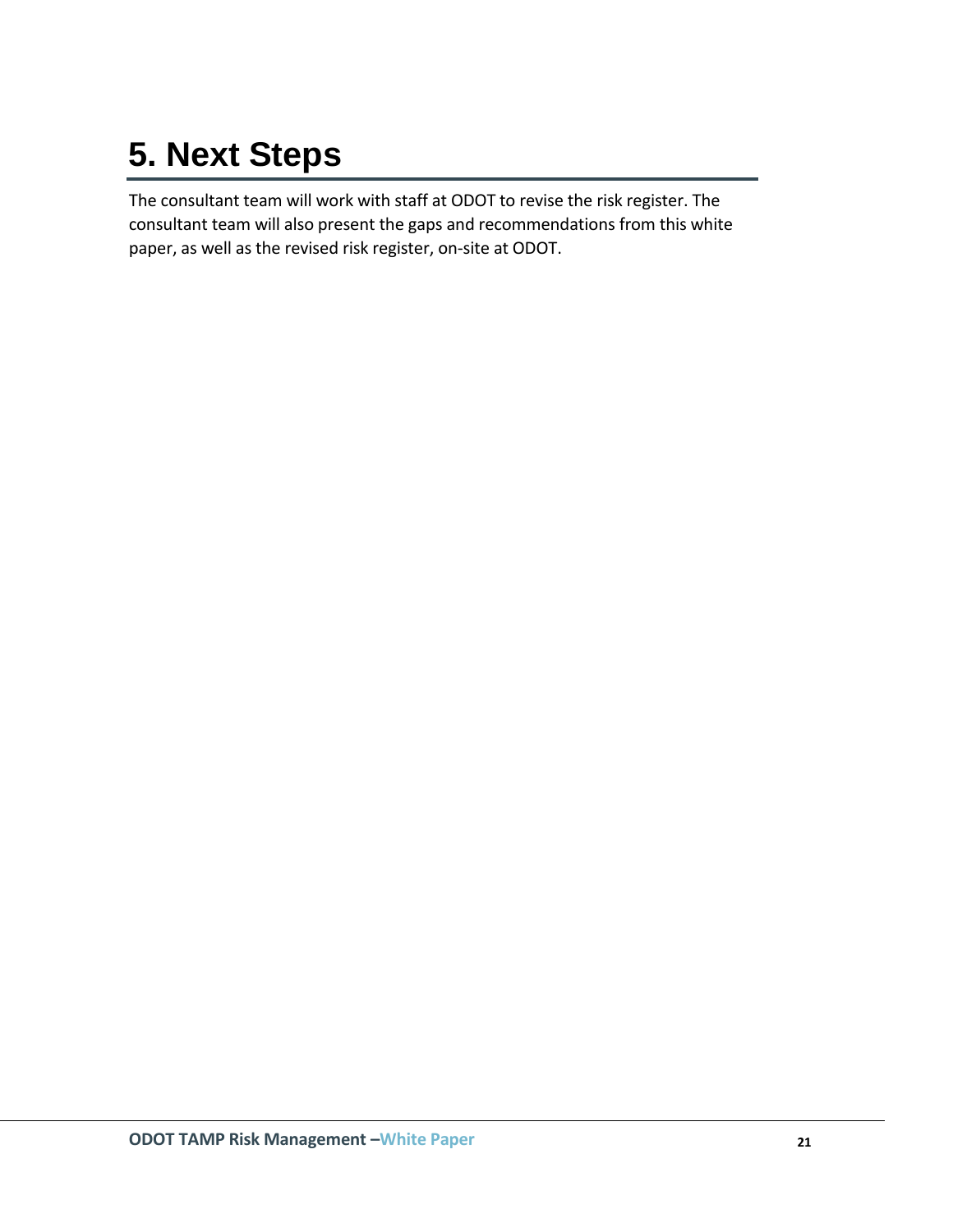# 5. Next Steps

The consultant team will work with staff at ODOT to revise the risk register. The consultant team will also present the gaps and recommendations from this white paper, as well as the revised risk register, on-site at ODOT.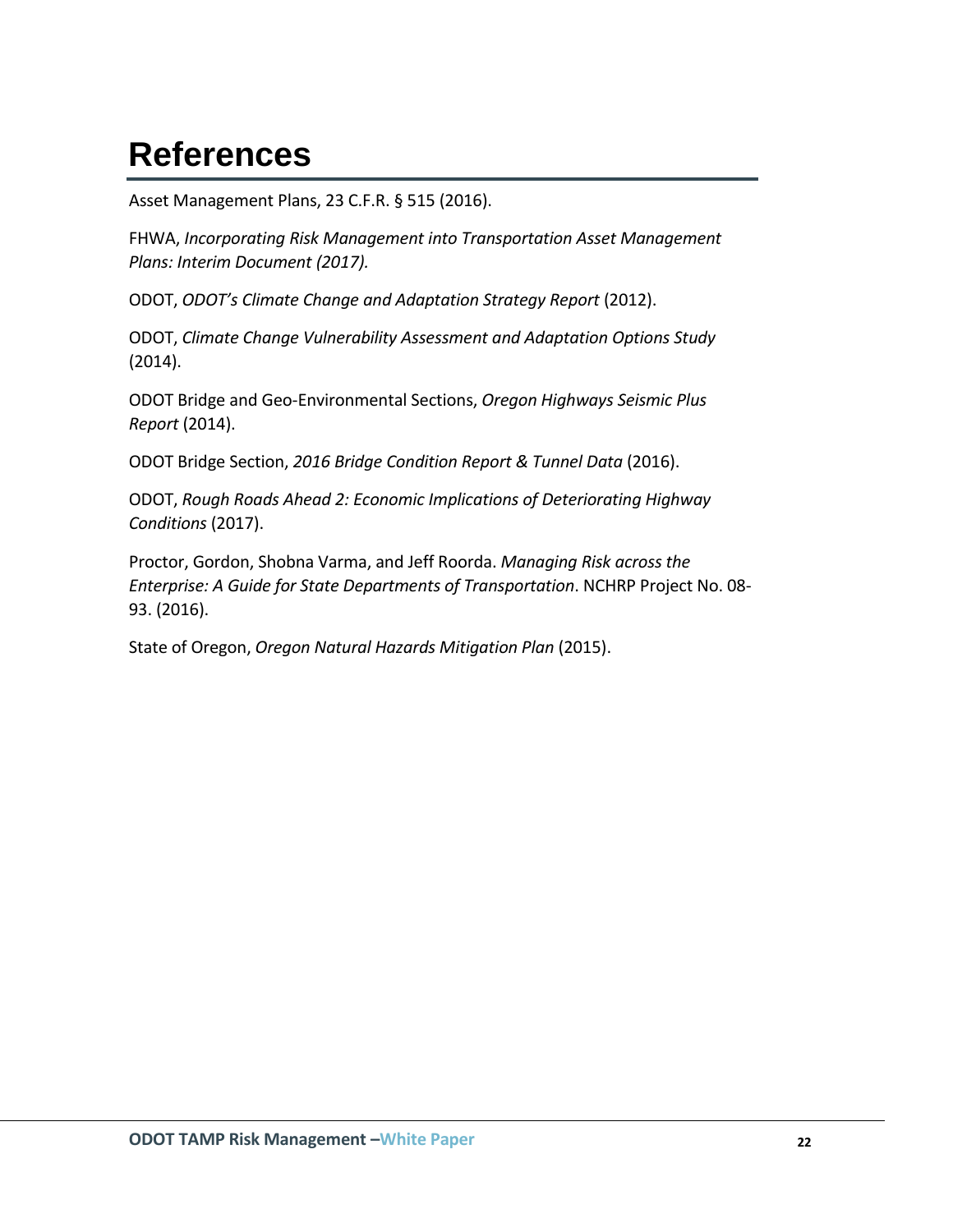# References

Asset Management Plans, 23 C.F.R. § 515 (2016).

FHWA, *Incorporating Risk Management into Transportation Asset Management Plans: Interim Document (2017).*

ODOT, *ODOT's Climate Change and Adaptation Strategy Report* (2012).

ODOT, *Climate Change Vulnerability Assessment and Adaptation Options Study* (2014).

ODOT Bridge and Geo-Environmental Sections, *Oregon Highways Seismic Plus Report* (2014).

ODOT Bridge Section, *2016 Bridge Condition Report & Tunnel Data* (2016).

ODOT, *Rough Roads Ahead 2: Economic Implications of Deteriorating Highway Conditions* (2017).

Proctor, Gordon, Shobna Varma, and Jeff Roorda. *Managing Risk across the Enterprise: A Guide for State Departments of Transportation*. NCHRP Project No. 08-93. (2016).

State of Oregon, *Oregon Natural Hazards Mitigation Plan* (2015).